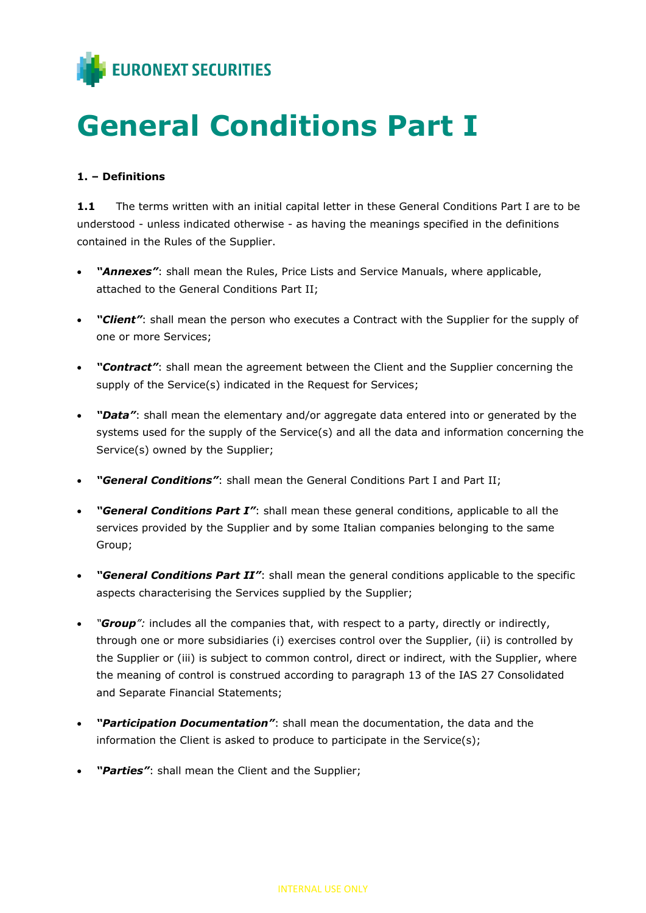EURONEXT SECURITIES

# General Conditions Part I

**1. – Definitions**

**1.1** The terms written with an initial capital letter in these General Conditions Part I are to be understood - unless indicated otherwise - as having the meanings specified in the definitions contained in the Rules of the Supplier.

- ***"Annexes"***: shall mean the Rules, Price Lists and Service Manuals, where applicable, attached to the General Conditions Part II;
- ***"Client"***: shall mean the person who executes a Contract with the Supplier for the supply of one or more Services;
- ***"Contract"***: shall mean the agreement between the Client and the Supplier concerning the supply of the Service(s) indicated in the Request for Services;
- ***"Data"***: shall mean the elementary and/or aggregate data entered into or generated by the systems used for the supply of the Service(s) and all the data and information concerning the Service(s) owned by the Supplier;
- ***"General Conditions"***: shall mean the General Conditions Part I and Part II;
- ***"General Conditions Part I"***: shall mean these general conditions, applicable to all the services provided by the Supplier and by some Italian companies belonging to the same Group;
- ***"General Conditions Part II"***: shall mean the general conditions applicable to the specific aspects characterising the Services supplied by the Supplier;
- ***"Group"***: includes all the companies that, with respect to a party, directly or indirectly, through one or more subsidiaries (i) exercises control over the Supplier, (ii) is controlled by the Supplier or (iii) is subject to common control, direct or indirect, with the Supplier, where the meaning of control is construed according to paragraph 13 of the IAS 27 Consolidated and Separate Financial Statements;
- ***"Participation Documentation"***: shall mean the documentation, the data and the information the Client is asked to produce to participate in the Service(s);
- ***"Parties"***: shall mean the Client and the Supplier;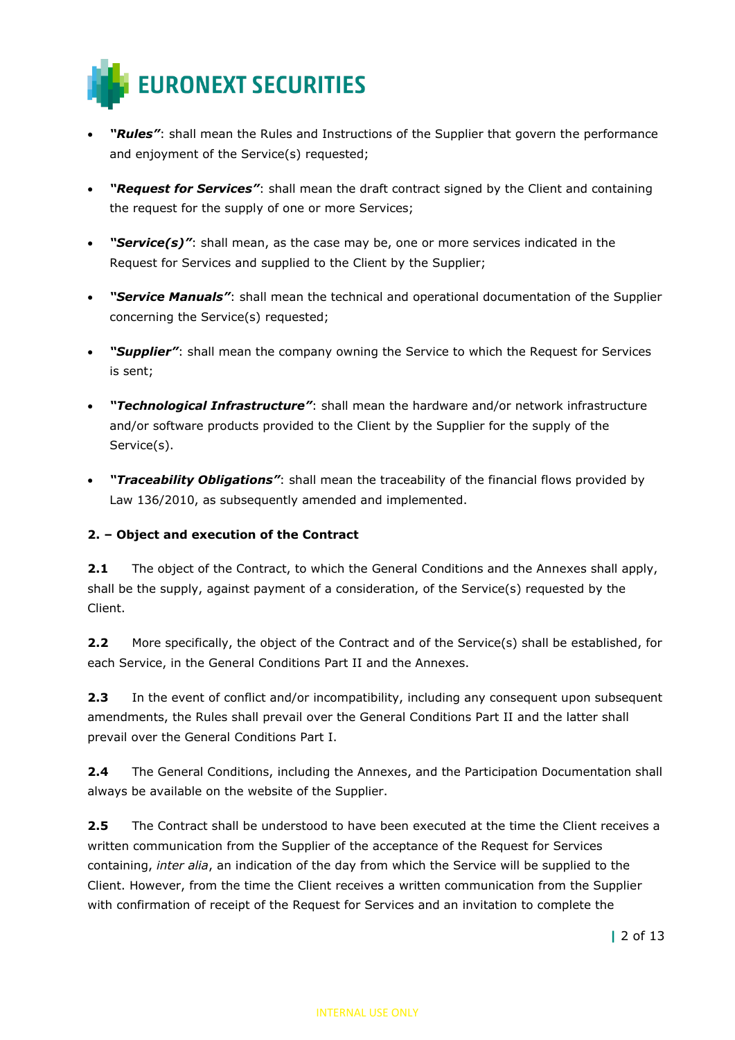- ***"Rules"***: shall mean the Rules and Instructions of the Supplier that govern the performance and enjoyment of the Service(s) requested;
- ***"Request for Services"***: shall mean the draft contract signed by the Client and containing the request for the supply of one or more Services;
- ***"Service(s)"***: shall mean, as the case may be, one or more services indicated in the Request for Services and supplied to the Client by the Supplier;
- ***"Service Manuals"***: shall mean the technical and operational documentation of the Supplier concerning the Service(s) requested;
- ***"Supplier"***: shall mean the company owning the Service to which the Request for Services is sent;
- ***"Technological Infrastructure"***: shall mean the hardware and/or network infrastructure and/or software products provided to the Client by the Supplier for the supply of the Service(s).
- ***"Traceability Obligations"***: shall mean the traceability of the financial flows provided by Law 136/2010, as subsequently amended and implemented.

**2. – Object and execution of the Contract**

**2.1** The object of the Contract, to which the General Conditions and the Annexes shall apply, shall be the supply, against payment of a consideration, of the Service(s) requested by the Client.

**2.2** More specifically, the object of the Contract and of the Service(s) shall be established, for each Service, in the General Conditions Part II and the Annexes.

**2.3** In the event of conflict and/or incompatibility, including any consequent upon subsequent amendments, the Rules shall prevail over the General Conditions Part II and the latter shall prevail over the General Conditions Part I.

**2.4** The General Conditions, including the Annexes, and the Participation Documentation shall always be available on the website of the Supplier.

**2.5** The Contract shall be understood to have been executed at the time the Client receives a written communication from the Supplier of the acceptance of the Request for Services containing, *inter alia*, an indication of the day from which the Service will be supplied to the Client. However, from the time the Client receives a written communication from the Supplier with confirmation of receipt of the Request for Services and an invitation to complete the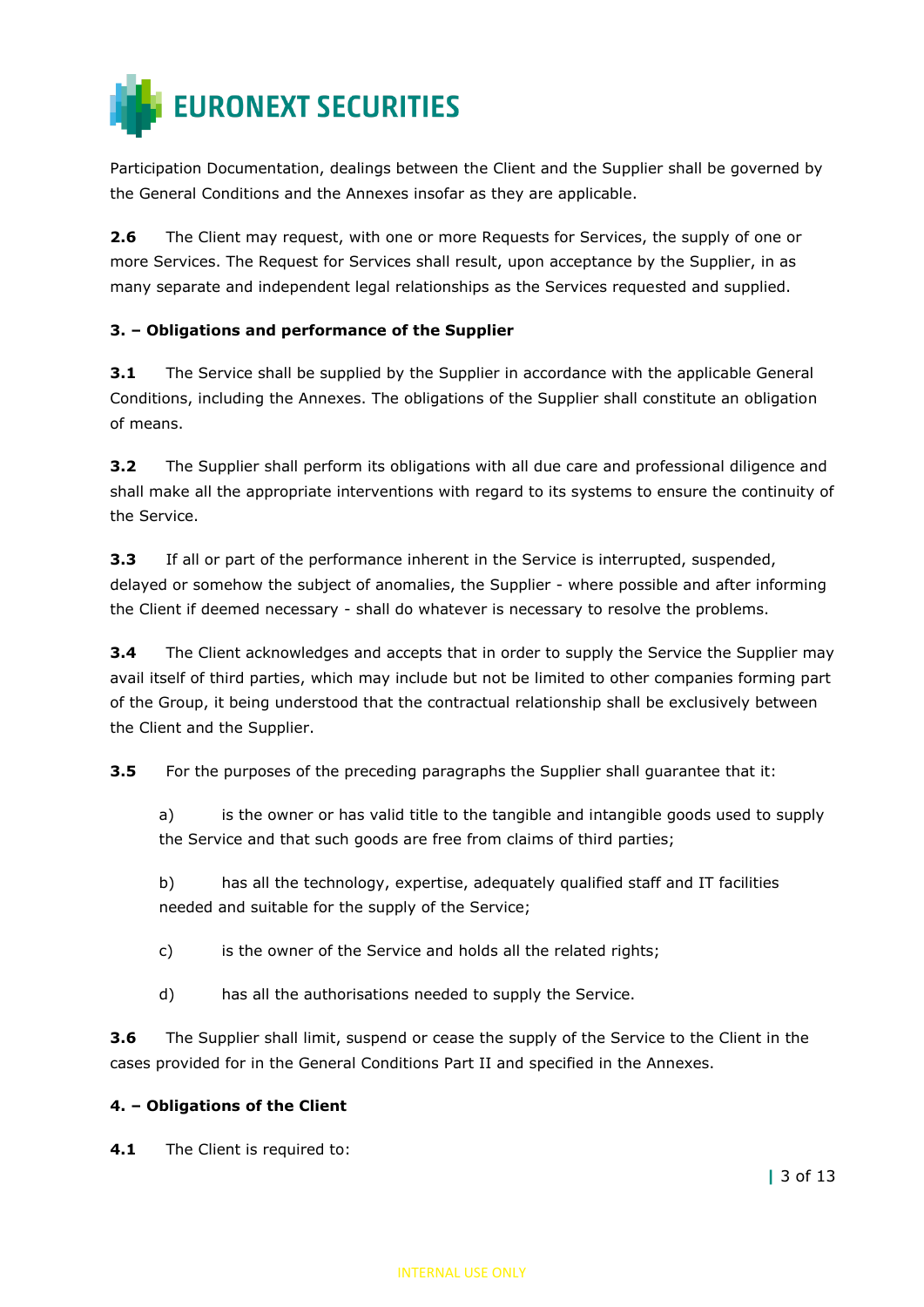Participation Documentation, dealings between the Client and the Supplier shall be governed by the General Conditions and the Annexes insofar as they are applicable.

**2.6** The Client may request, with one or more Requests for Services, the supply of one or more Services. The Request for Services shall result, upon acceptance by the Supplier, in as many separate and independent legal relationships as the Services requested and supplied.

**3. – Obligations and performance of the Supplier**

**3.1** The Service shall be supplied by the Supplier in accordance with the applicable General Conditions, including the Annexes. The obligations of the Supplier shall constitute an obligation of means.

**3.2** The Supplier shall perform its obligations with all due care and professional diligence and shall make all the appropriate interventions with regard to its systems to ensure the continuity of the Service.

**3.3** If all or part of the performance inherent in the Service is interrupted, suspended, delayed or somehow the subject of anomalies, the Supplier - where possible and after informing the Client if deemed necessary - shall do whatever is necessary to resolve the problems.

**3.4** The Client acknowledges and accepts that in order to supply the Service the Supplier may avail itself of third parties, which may include but not be limited to other companies forming part of the Group, it being understood that the contractual relationship shall be exclusively between the Client and the Supplier.

**3.5** For the purposes of the preceding paragraphs the Supplier shall guarantee that it:

a) is the owner or has valid title to the tangible and intangible goods used to supply the Service and that such goods are free from claims of third parties;

b) has all the technology, expertise, adequately qualified staff and IT facilities needed and suitable for the supply of the Service;

c) is the owner of the Service and holds all the related rights;

d) has all the authorisations needed to supply the Service.

**3.6** The Supplier shall limit, suspend or cease the supply of the Service to the Client in the cases provided for in the General Conditions Part II and specified in the Annexes.

**4. – Obligations of the Client**

**4.1** The Client is required to: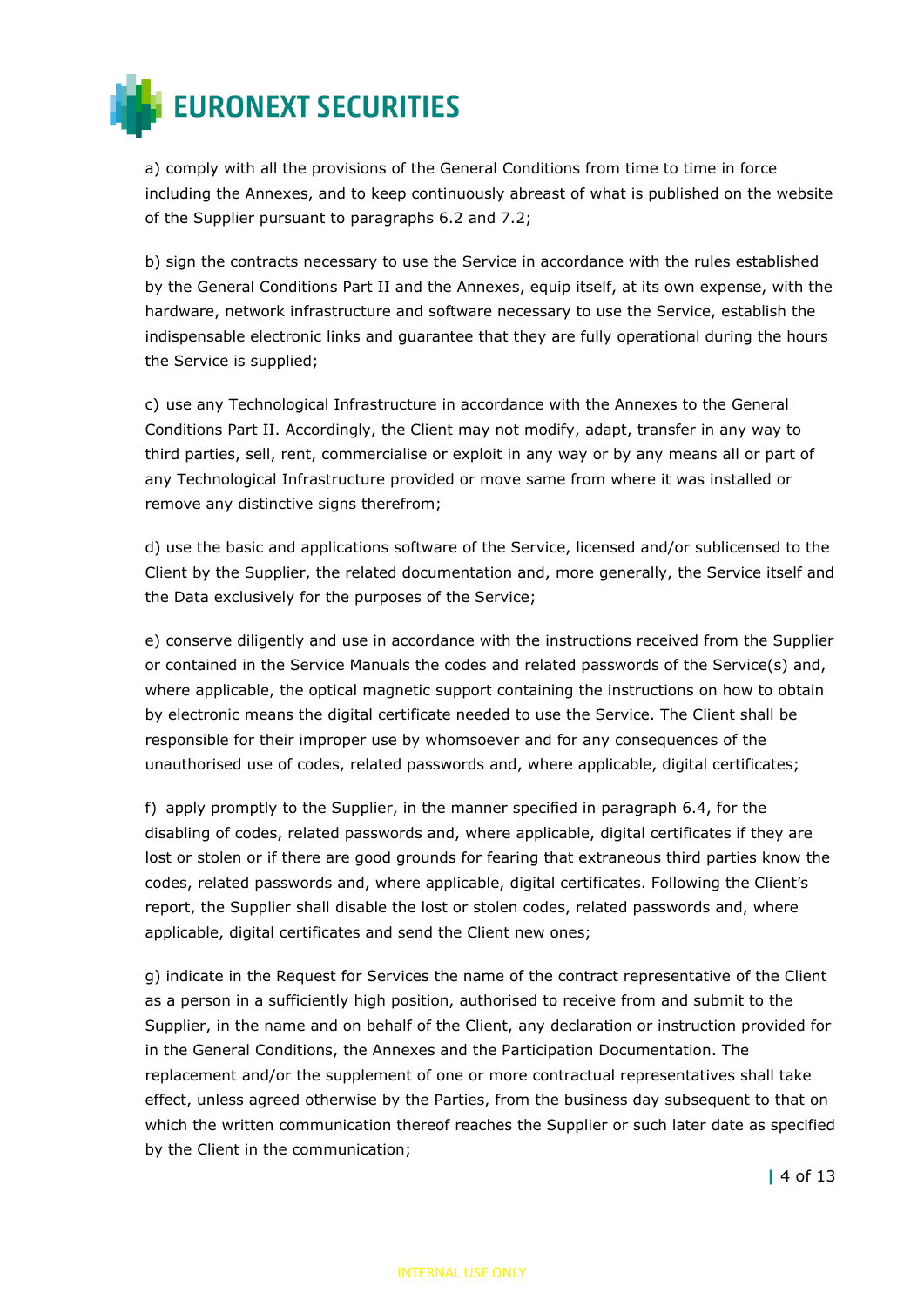a) comply with all the provisions of the General Conditions from time to time in force including the Annexes, and to keep continuously abreast of what is published on the website of the Supplier pursuant to paragraphs 6.2 and 7.2;

b) sign the contracts necessary to use the Service in accordance with the rules established by the General Conditions Part II and the Annexes, equip itself, at its own expense, with the hardware, network infrastructure and software necessary to use the Service, establish the indispensable electronic links and guarantee that they are fully operational during the hours the Service is supplied;

c) use any Technological Infrastructure in accordance with the Annexes to the General Conditions Part II. Accordingly, the Client may not modify, adapt, transfer in any way to third parties, sell, rent, commercialise or exploit in any way or by any means all or part of any Technological Infrastructure provided or move same from where it was installed or remove any distinctive signs therefrom;

d) use the basic and applications software of the Service, licensed and/or sublicensed to the Client by the Supplier, the related documentation and, more generally, the Service itself and the Data exclusively for the purposes of the Service;

e) conserve diligently and use in accordance with the instructions received from the Supplier or contained in the Service Manuals the codes and related passwords of the Service(s) and, where applicable, the optical magnetic support containing the instructions on how to obtain by electronic means the digital certificate needed to use the Service. The Client shall be responsible for their improper use by whomsoever and for any consequences of the unauthorised use of codes, related passwords and, where applicable, digital certificates;

f) apply promptly to the Supplier, in the manner specified in paragraph 6.4, for the disabling of codes, related passwords and, where applicable, digital certificates if they are lost or stolen or if there are good grounds for fearing that extraneous third parties know the codes, related passwords and, where applicable, digital certificates. Following the Client's report, the Supplier shall disable the lost or stolen codes, related passwords and, where applicable, digital certificates and send the Client new ones;

g) indicate in the Request for Services the name of the contract representative of the Client as a person in a sufficiently high position, authorised to receive from and submit to the Supplier, in the name and on behalf of the Client, any declaration or instruction provided for in the General Conditions, the Annexes and the Participation Documentation. The replacement and/or the supplement of one or more contractual representatives shall take effect, unless agreed otherwise by the Parties, from the business day subsequent to that on which the written communication thereof reaches the Supplier or such later date as specified by the Client in the communication;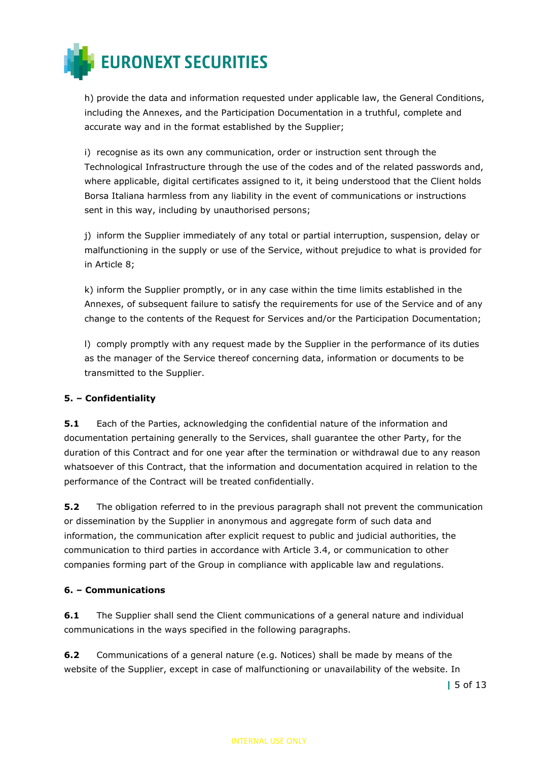h) provide the data and information requested under applicable law, the General Conditions, including the Annexes, and the Participation Documentation in a truthful, complete and accurate way and in the format established by the Supplier;

i) recognise as its own any communication, order or instruction sent through the Technological Infrastructure through the use of the codes and of the related passwords and, where applicable, digital certificates assigned to it, it being understood that the Client holds Borsa Italiana harmless from any liability in the event of communications or instructions sent in this way, including by unauthorised persons;

j) inform the Supplier immediately of any total or partial interruption, suspension, delay or malfunctioning in the supply or use of the Service, without prejudice to what is provided for in Article 8;

k) inform the Supplier promptly, or in any case within the time limits established in the Annexes, of subsequent failure to satisfy the requirements for use of the Service and of any change to the contents of the Request for Services and/or the Participation Documentation;

l) comply promptly with any request made by the Supplier in the performance of its duties as the manager of the Service thereof concerning data, information or documents to be transmitted to the Supplier.

**5. – Confidentiality**

**5.1** Each of the Parties, acknowledging the confidential nature of the information and documentation pertaining generally to the Services, shall guarantee the other Party, for the duration of this Contract and for one year after the termination or withdrawal due to any reason whatsoever of this Contract, that the information and documentation acquired in relation to the performance of the Contract will be treated confidentially.

**5.2** The obligation referred to in the previous paragraph shall not prevent the communication or dissemination by the Supplier in anonymous and aggregate form of such data and information, the communication after explicit request to public and judicial authorities, the communication to third parties in accordance with Article 3.4, or communication to other companies forming part of the Group in compliance with applicable law and regulations.

**6. – Communications**

**6.1** The Supplier shall send the Client communications of a general nature and individual communications in the ways specified in the following paragraphs.

**6.2** Communications of a general nature (e.g. Notices) shall be made by means of the website of the Supplier, except in case of malfunctioning or unavailability of the website. In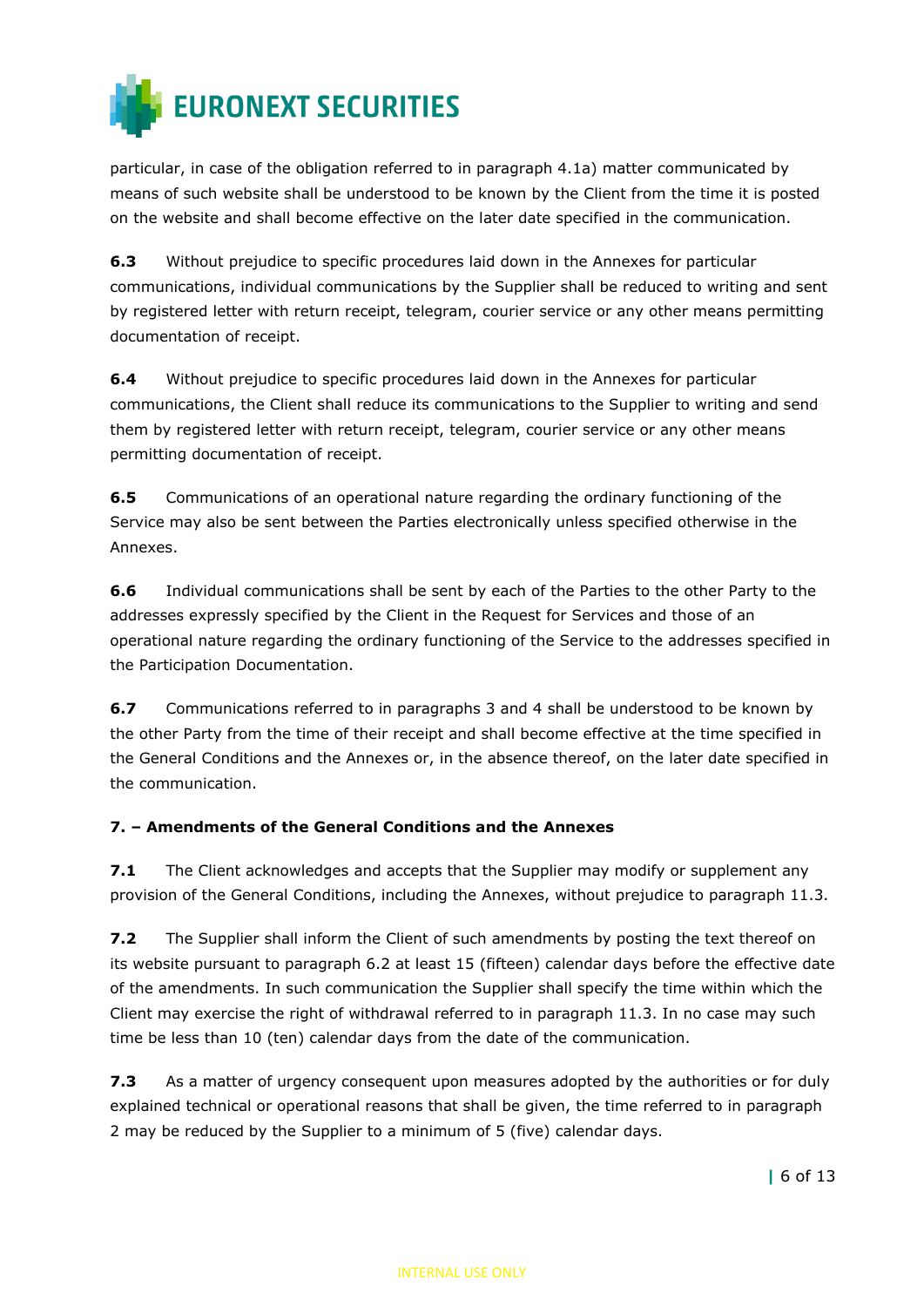particular, in case of the obligation referred to in paragraph 4.1a) matter communicated by means of such website shall be understood to be known by the Client from the time it is posted on the website and shall become effective on the later date specified in the communication.

**6.3** Without prejudice to specific procedures laid down in the Annexes for particular communications, individual communications by the Supplier shall be reduced to writing and sent by registered letter with return receipt, telegram, courier service or any other means permitting documentation of receipt.

**6.4** Without prejudice to specific procedures laid down in the Annexes for particular communications, the Client shall reduce its communications to the Supplier to writing and send them by registered letter with return receipt, telegram, courier service or any other means permitting documentation of receipt.

**6.5** Communications of an operational nature regarding the ordinary functioning of the Service may also be sent between the Parties electronically unless specified otherwise in the Annexes.

**6.6** Individual communications shall be sent by each of the Parties to the other Party to the addresses expressly specified by the Client in the Request for Services and those of an operational nature regarding the ordinary functioning of the Service to the addresses specified in the Participation Documentation.

**6.7** Communications referred to in paragraphs 3 and 4 shall be understood to be known by the other Party from the time of their receipt and shall become effective at the time specified in the General Conditions and the Annexes or, in the absence thereof, on the later date specified in the communication.

**7. – Amendments of the General Conditions and the Annexes**

**7.1** The Client acknowledges and accepts that the Supplier may modify or supplement any provision of the General Conditions, including the Annexes, without prejudice to paragraph 11.3.

**7.2** The Supplier shall inform the Client of such amendments by posting the text thereof on its website pursuant to paragraph 6.2 at least 15 (fifteen) calendar days before the effective date of the amendments. In such communication the Supplier shall specify the time within which the Client may exercise the right of withdrawal referred to in paragraph 11.3. In no case may such time be less than 10 (ten) calendar days from the date of the communication.

**7.3** As a matter of urgency consequent upon measures adopted by the authorities or for duly explained technical or operational reasons that shall be given, the time referred to in paragraph 2 may be reduced by the Supplier to a minimum of 5 (five) calendar days.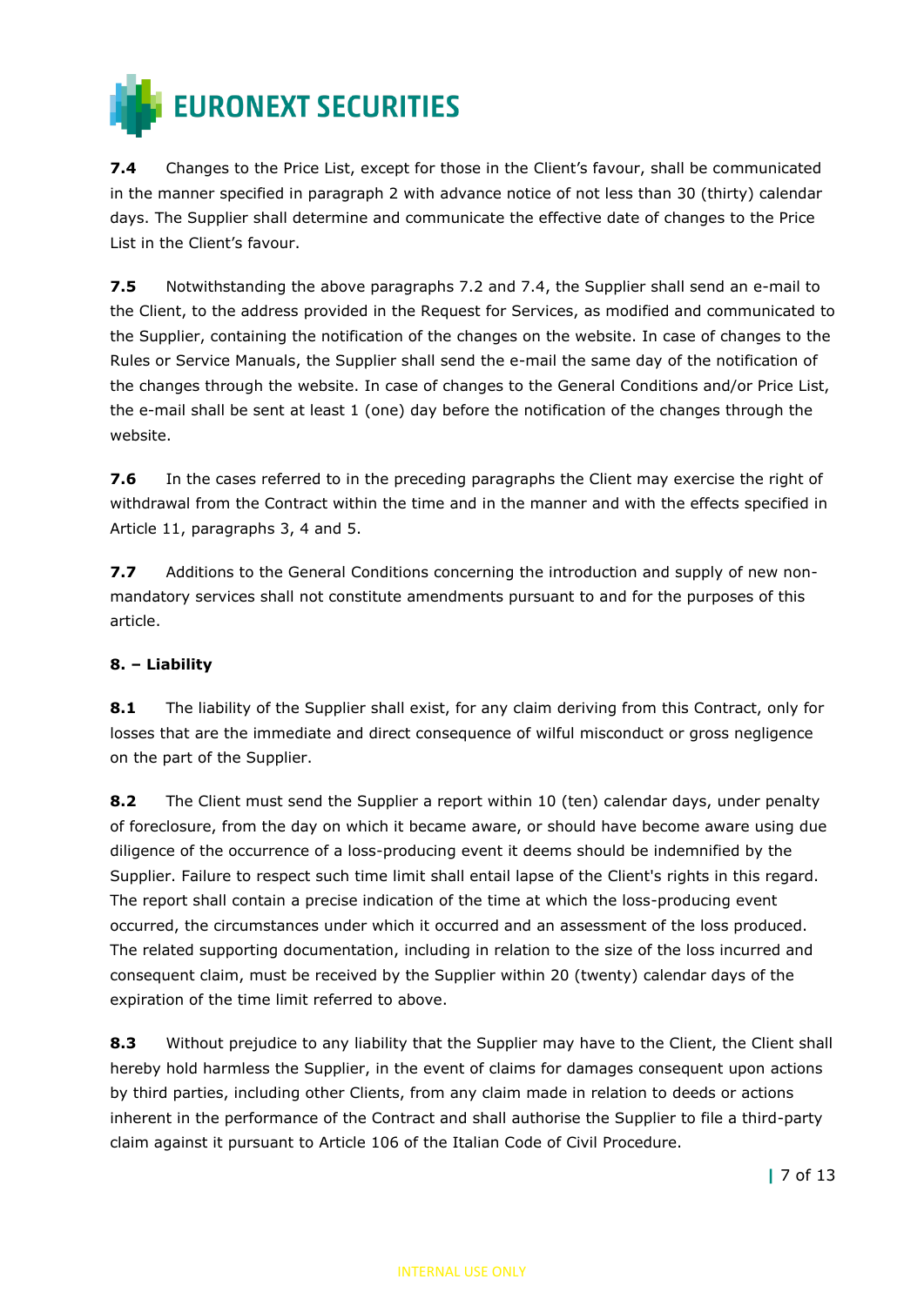**7.4** Changes to the Price List, except for those in the Client's favour, shall be communicated in the manner specified in paragraph 2 with advance notice of not less than 30 (thirty) calendar days. The Supplier shall determine and communicate the effective date of changes to the Price List in the Client's favour.

**7.5** Notwithstanding the above paragraphs 7.2 and 7.4, the Supplier shall send an e-mail to the Client, to the address provided in the Request for Services, as modified and communicated to the Supplier, containing the notification of the changes on the website. In case of changes to the Rules or Service Manuals, the Supplier shall send the e-mail the same day of the notification of the changes through the website. In case of changes to the General Conditions and/or Price List, the e-mail shall be sent at least 1 (one) day before the notification of the changes through the website.

**7.6** In the cases referred to in the preceding paragraphs the Client may exercise the right of withdrawal from the Contract within the time and in the manner and with the effects specified in Article 11, paragraphs 3, 4 and 5.

**7.7** Additions to the General Conditions concerning the introduction and supply of new non-mandatory services shall not constitute amendments pursuant to and for the purposes of this article.

**8. – Liability**

**8.1** The liability of the Supplier shall exist, for any claim deriving from this Contract, only for losses that are the immediate and direct consequence of wilful misconduct or gross negligence on the part of the Supplier.

**8.2** The Client must send the Supplier a report within 10 (ten) calendar days, under penalty of foreclosure, from the day on which it became aware, or should have become aware using due diligence of the occurrence of a loss-producing event it deems should be indemnified by the Supplier. Failure to respect such time limit shall entail lapse of the Client's rights in this regard. The report shall contain a precise indication of the time at which the loss-producing event occurred, the circumstances under which it occurred and an assessment of the loss produced. The related supporting documentation, including in relation to the size of the loss incurred and consequent claim, must be received by the Supplier within 20 (twenty) calendar days of the expiration of the time limit referred to above.

**8.3** Without prejudice to any liability that the Supplier may have to the Client, the Client shall hereby hold harmless the Supplier, in the event of claims for damages consequent upon actions by third parties, including other Clients, from any claim made in relation to deeds or actions inherent in the performance of the Contract and shall authorise the Supplier to file a third-party claim against it pursuant to Article 106 of the Italian Code of Civil Procedure.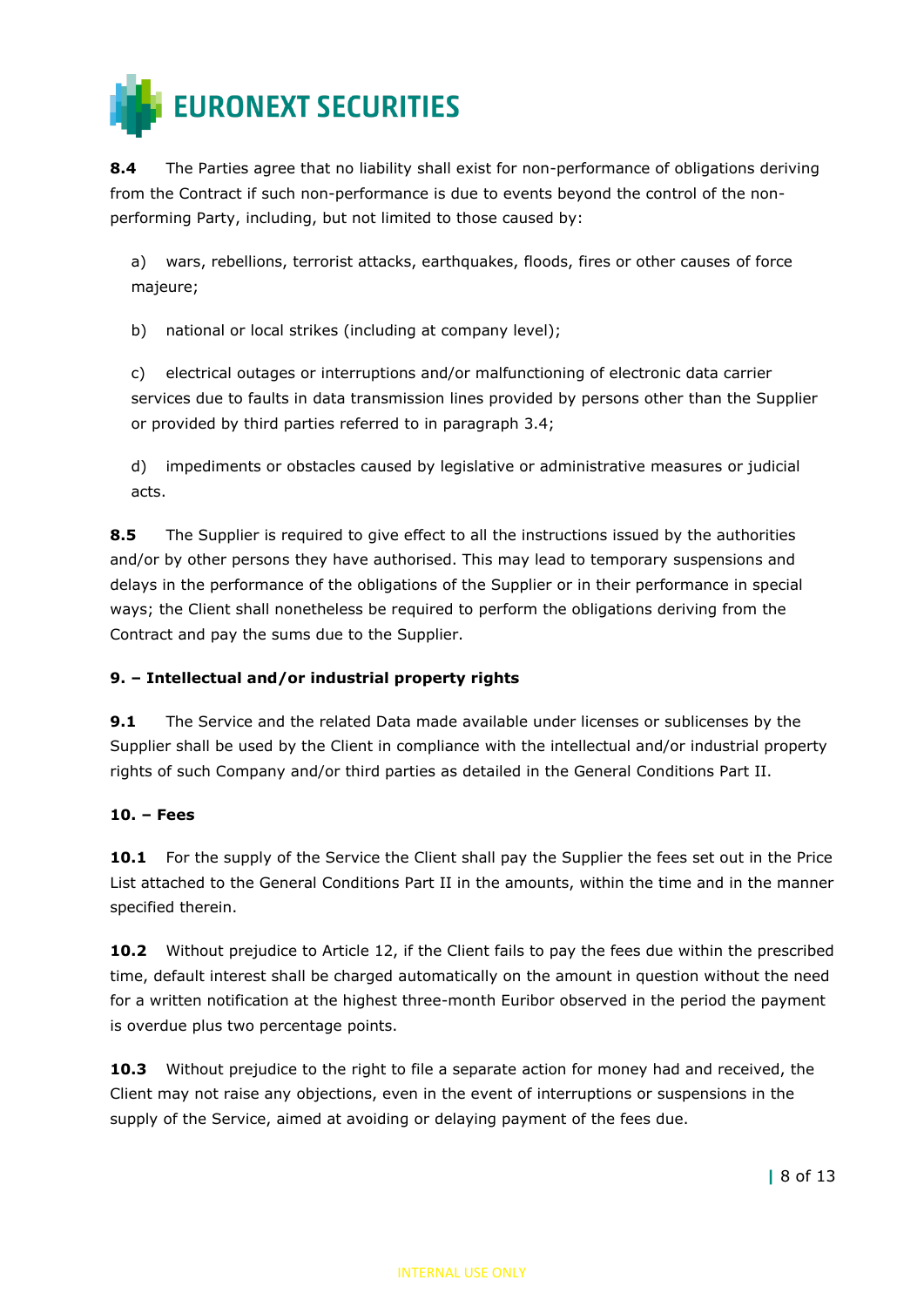**8.4** The Parties agree that no liability shall exist for non-performance of obligations deriving from the Contract if such non-performance is due to events beyond the control of the non-performing Party, including, but not limited to those caused by:

a) wars, rebellions, terrorist attacks, earthquakes, floods, fires or other causes of force majeure;

b) national or local strikes (including at company level);

c) electrical outages or interruptions and/or malfunctioning of electronic data carrier services due to faults in data transmission lines provided by persons other than the Supplier or provided by third parties referred to in paragraph 3.4;

d) impediments or obstacles caused by legislative or administrative measures or judicial acts.

**8.5** The Supplier is required to give effect to all the instructions issued by the authorities and/or by other persons they have authorised. This may lead to temporary suspensions and delays in the performance of the obligations of the Supplier or in their performance in special ways; the Client shall nonetheless be required to perform the obligations deriving from the Contract and pay the sums due to the Supplier.

**9. – Intellectual and/or industrial property rights**

**9.1** The Service and the related Data made available under licenses or sublicenses by the Supplier shall be used by the Client in compliance with the intellectual and/or industrial property rights of such Company and/or third parties as detailed in the General Conditions Part II.

**10. – Fees**

**10.1** For the supply of the Service the Client shall pay the Supplier the fees set out in the Price List attached to the General Conditions Part II in the amounts, within the time and in the manner specified therein.

**10.2** Without prejudice to Article 12, if the Client fails to pay the fees due within the prescribed time, default interest shall be charged automatically on the amount in question without the need for a written notification at the highest three-month Euribor observed in the period the payment is overdue plus two percentage points.

**10.3** Without prejudice to the right to file a separate action for money had and received, the Client may not raise any objections, even in the event of interruptions or suspensions in the supply of the Service, aimed at avoiding or delaying payment of the fees due.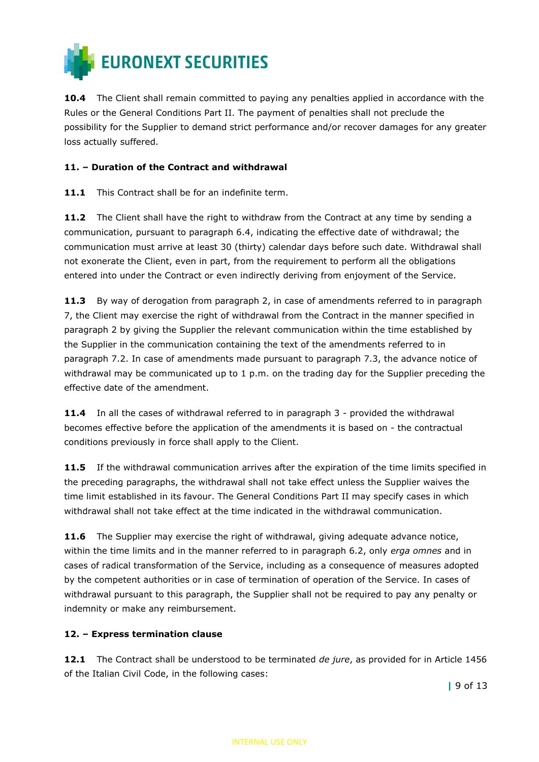**10.4** The Client shall remain committed to paying any penalties applied in accordance with the Rules or the General Conditions Part II. The payment of penalties shall not preclude the possibility for the Supplier to demand strict performance and/or recover damages for any greater loss actually suffered.

### 11. – Duration of the Contract and withdrawal

**11.1** This Contract shall be for an indefinite term.

**11.2** The Client shall have the right to withdraw from the Contract at any time by sending a communication, pursuant to paragraph 6.4, indicating the effective date of withdrawal; the communication must arrive at least 30 (thirty) calendar days before such date. Withdrawal shall not exonerate the Client, even in part, from the requirement to perform all the obligations entered into under the Contract or even indirectly deriving from enjoyment of the Service.

**11.3** By way of derogation from paragraph 2, in case of amendments referred to in paragraph 7, the Client may exercise the right of withdrawal from the Contract in the manner specified in paragraph 2 by giving the Supplier the relevant communication within the time established by the Supplier in the communication containing the text of the amendments referred to in paragraph 7.2. In case of amendments made pursuant to paragraph 7.3, the advance notice of withdrawal may be communicated up to 1 p.m. on the trading day for the Supplier preceding the effective date of the amendment.

**11.4** In all the cases of withdrawal referred to in paragraph 3 - provided the withdrawal becomes effective before the application of the amendments it is based on - the contractual conditions previously in force shall apply to the Client.

**11.5** If the withdrawal communication arrives after the expiration of the time limits specified in the preceding paragraphs, the withdrawal shall not take effect unless the Supplier waives the time limit established in its favour. The General Conditions Part II may specify cases in which withdrawal shall not take effect at the time indicated in the withdrawal communication.

**11.6** The Supplier may exercise the right of withdrawal, giving adequate advance notice, within the time limits and in the manner referred to in paragraph 6.2, only *erga omnes* and in cases of radical transformation of the Service, including as a consequence of measures adopted by the competent authorities or in case of termination of operation of the Service. In cases of withdrawal pursuant to this paragraph, the Supplier shall not be required to pay any penalty or indemnity or make any reimbursement.

### 12. – Express termination clause

**12.1** The Contract shall be understood to be terminated *de jure*, as provided for in Article 1456 of the Italian Civil Code, in the following cases: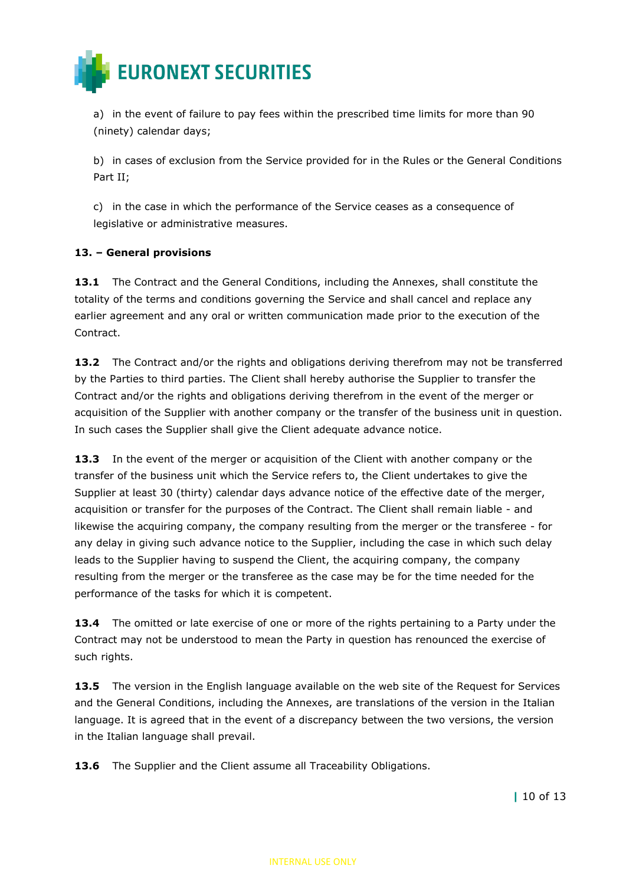a) in the event of failure to pay fees within the prescribed time limits for more than 90 (ninety) calendar days;

b) in cases of exclusion from the Service provided for in the Rules or the General Conditions Part II;

c) in the case in which the performance of the Service ceases as a consequence of legislative or administrative measures.

**13. – General provisions**

**13.1** The Contract and the General Conditions, including the Annexes, shall constitute the totality of the terms and conditions governing the Service and shall cancel and replace any earlier agreement and any oral or written communication made prior to the execution of the Contract.

**13.2** The Contract and/or the rights and obligations deriving therefrom may not be transferred by the Parties to third parties. The Client shall hereby authorise the Supplier to transfer the Contract and/or the rights and obligations deriving therefrom in the event of the merger or acquisition of the Supplier with another company or the transfer of the business unit in question. In such cases the Supplier shall give the Client adequate advance notice.

**13.3** In the event of the merger or acquisition of the Client with another company or the transfer of the business unit which the Service refers to, the Client undertakes to give the Supplier at least 30 (thirty) calendar days advance notice of the effective date of the merger, acquisition or transfer for the purposes of the Contract. The Client shall remain liable - and likewise the acquiring company, the company resulting from the merger or the transferee - for any delay in giving such advance notice to the Supplier, including the case in which such delay leads to the Supplier having to suspend the Client, the acquiring company, the company resulting from the merger or the transferee as the case may be for the time needed for the performance of the tasks for which it is competent.

**13.4** The omitted or late exercise of one or more of the rights pertaining to a Party under the Contract may not be understood to mean the Party in question has renounced the exercise of such rights.

**13.5** The version in the English language available on the web site of the Request for Services and the General Conditions, including the Annexes, are translations of the version in the Italian language. It is agreed that in the event of a discrepancy between the two versions, the version in the Italian language shall prevail.

**13.6** The Supplier and the Client assume all Traceability Obligations.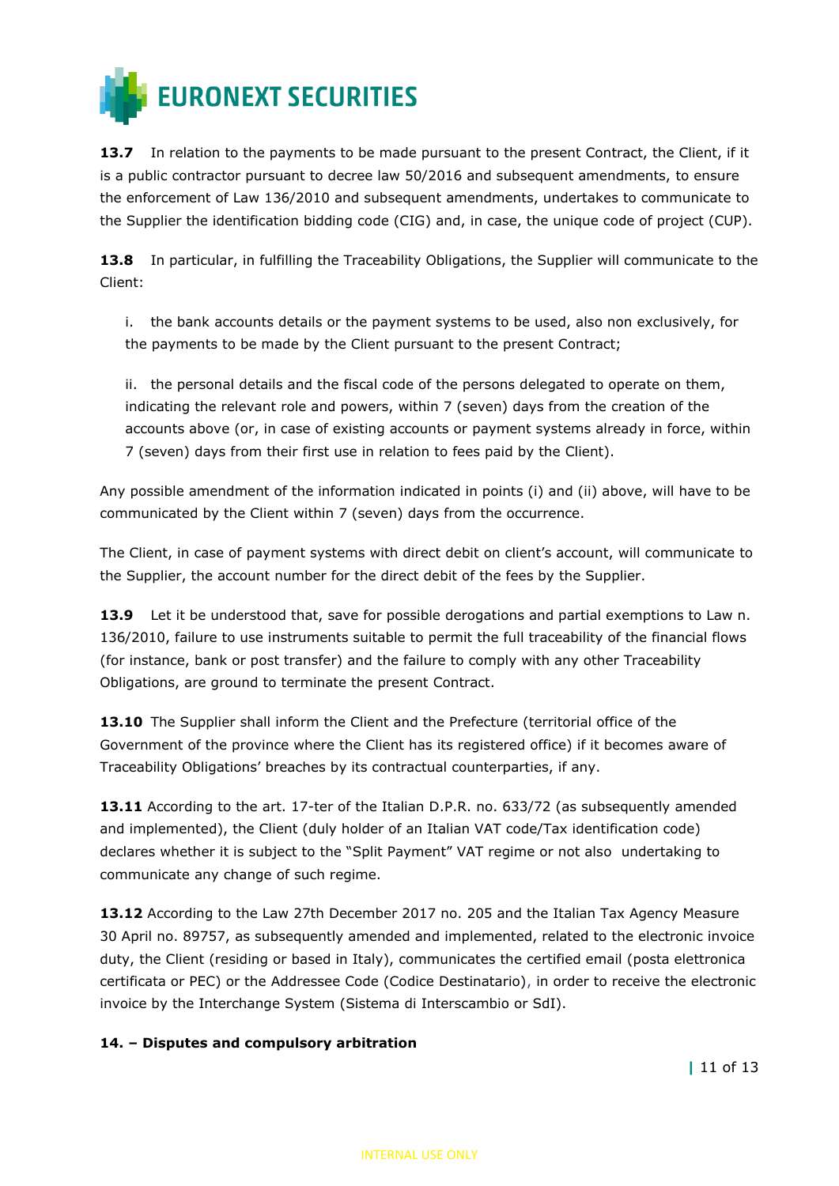**13.7** In relation to the payments to be made pursuant to the present Contract, the Client, if it is a public contractor pursuant to decree law 50/2016 and subsequent amendments, to ensure the enforcement of Law 136/2010 and subsequent amendments, undertakes to communicate to the Supplier the identification bidding code (CIG) and, in case, the unique code of project (CUP).

**13.8** In particular, in fulfilling the Traceability Obligations, the Supplier will communicate to the Client:

i. the bank accounts details or the payment systems to be used, also non exclusively, for the payments to be made by the Client pursuant to the present Contract;

ii. the personal details and the fiscal code of the persons delegated to operate on them, indicating the relevant role and powers, within 7 (seven) days from the creation of the accounts above (or, in case of existing accounts or payment systems already in force, within 7 (seven) days from their first use in relation to fees paid by the Client).

Any possible amendment of the information indicated in points (i) and (ii) above, will have to be communicated by the Client within 7 (seven) days from the occurrence.

The Client, in case of payment systems with direct debit on client's account, will communicate to the Supplier, the account number for the direct debit of the fees by the Supplier.

**13.9** Let it be understood that, save for possible derogations and partial exemptions to Law n. 136/2010, failure to use instruments suitable to permit the full traceability of the financial flows (for instance, bank or post transfer) and the failure to comply with any other Traceability Obligations, are ground to terminate the present Contract.

**13.10** The Supplier shall inform the Client and the Prefecture (territorial office of the Government of the province where the Client has its registered office) if it becomes aware of Traceability Obligations' breaches by its contractual counterparties, if any.

**13.11** According to the art. 17-ter of the Italian D.P.R. no. 633/72 (as subsequently amended and implemented), the Client (duly holder of an Italian VAT code/Tax identification code) declares whether it is subject to the "Split Payment" VAT regime or not also undertaking to communicate any change of such regime.

**13.12** According to the Law 27th December 2017 no. 205 and the Italian Tax Agency Measure 30 April no. 89757, as subsequently amended and implemented, related to the electronic invoice duty, the Client (residing or based in Italy), communicates the certified email (posta elettronica certificata or PEC) or the Addressee Code (Codice Destinatario), in order to receive the electronic invoice by the Interchange System (Sistema di Interscambio or SdI).

## 14. – Disputes and compulsory arbitration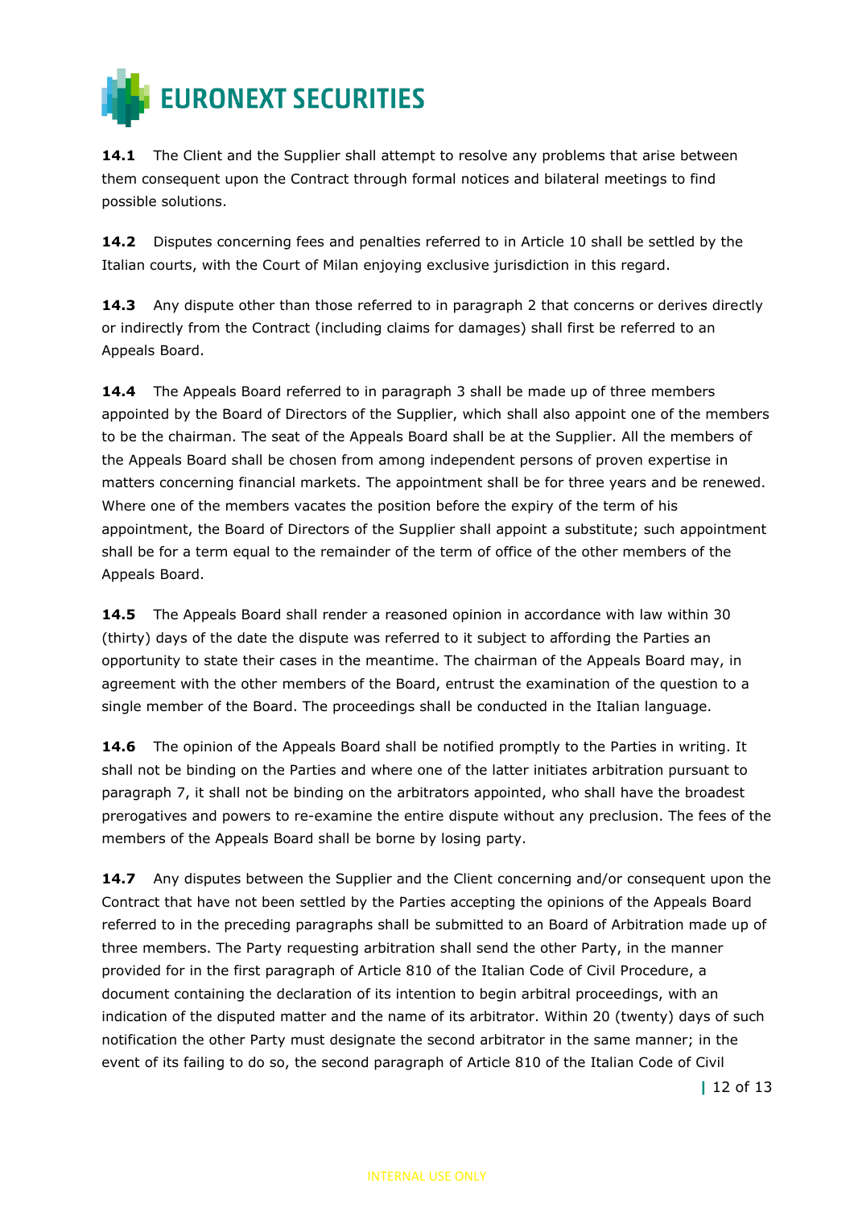**14.1** The Client and the Supplier shall attempt to resolve any problems that arise between them consequent upon the Contract through formal notices and bilateral meetings to find possible solutions.

**14.2** Disputes concerning fees and penalties referred to in Article 10 shall be settled by the Italian courts, with the Court of Milan enjoying exclusive jurisdiction in this regard.

**14.3** Any dispute other than those referred to in paragraph 2 that concerns or derives directly or indirectly from the Contract (including claims for damages) shall first be referred to an Appeals Board.

**14.4** The Appeals Board referred to in paragraph 3 shall be made up of three members appointed by the Board of Directors of the Supplier, which shall also appoint one of the members to be the chairman. The seat of the Appeals Board shall be at the Supplier. All the members of the Appeals Board shall be chosen from among independent persons of proven expertise in matters concerning financial markets. The appointment shall be for three years and be renewed. Where one of the members vacates the position before the expiry of the term of his appointment, the Board of Directors of the Supplier shall appoint a substitute; such appointment shall be for a term equal to the remainder of the term of office of the other members of the Appeals Board.

**14.5** The Appeals Board shall render a reasoned opinion in accordance with law within 30 (thirty) days of the date the dispute was referred to it subject to affording the Parties an opportunity to state their cases in the meantime. The chairman of the Appeals Board may, in agreement with the other members of the Board, entrust the examination of the question to a single member of the Board. The proceedings shall be conducted in the Italian language.

**14.6** The opinion of the Appeals Board shall be notified promptly to the Parties in writing. It shall not be binding on the Parties and where one of the latter initiates arbitration pursuant to paragraph 7, it shall not be binding on the arbitrators appointed, who shall have the broadest prerogatives and powers to re-examine the entire dispute without any preclusion. The fees of the members of the Appeals Board shall be borne by losing party.

**14.7** Any disputes between the Supplier and the Client concerning and/or consequent upon the Contract that have not been settled by the Parties accepting the opinions of the Appeals Board referred to in the preceding paragraphs shall be submitted to an Board of Arbitration made up of three members. The Party requesting arbitration shall send the other Party, in the manner provided for in the first paragraph of Article 810 of the Italian Code of Civil Procedure, a document containing the declaration of its intention to begin arbitral proceedings, with an indication of the disputed matter and the name of its arbitrator. Within 20 (twenty) days of such notification the other Party must designate the second arbitrator in the same manner; in the event of its failing to do so, the second paragraph of Article 810 of the Italian Code of Civil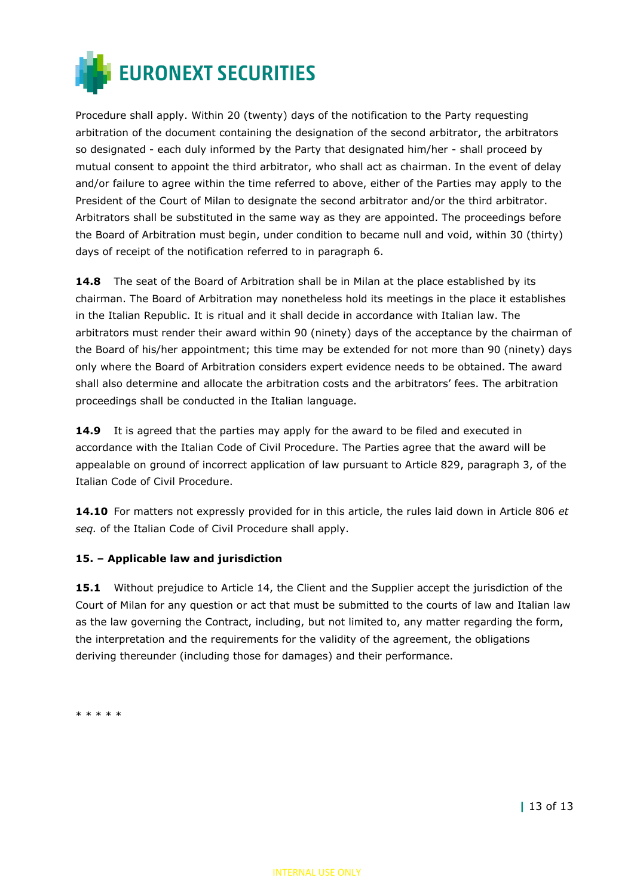Procedure shall apply. Within 20 (twenty) days of the notification to the Party requesting arbitration of the document containing the designation of the second arbitrator, the arbitrators so designated - each duly informed by the Party that designated him/her - shall proceed by mutual consent to appoint the third arbitrator, who shall act as chairman. In the event of delay and/or failure to agree within the time referred to above, either of the Parties may apply to the President of the Court of Milan to designate the second arbitrator and/or the third arbitrator. Arbitrators shall be substituted in the same way as they are appointed. The proceedings before the Board of Arbitration must begin, under condition to became null and void, within 30 (thirty) days of receipt of the notification referred to in paragraph 6.

**14.8** The seat of the Board of Arbitration shall be in Milan at the place established by its chairman. The Board of Arbitration may nonetheless hold its meetings in the place it establishes in the Italian Republic. It is ritual and it shall decide in accordance with Italian law. The arbitrators must render their award within 90 (ninety) days of the acceptance by the chairman of the Board of his/her appointment; this time may be extended for not more than 90 (ninety) days only where the Board of Arbitration considers expert evidence needs to be obtained. The award shall also determine and allocate the arbitration costs and the arbitrators' fees. The arbitration proceedings shall be conducted in the Italian language.

**14.9** It is agreed that the parties may apply for the award to be filed and executed in accordance with the Italian Code of Civil Procedure. The Parties agree that the award will be appealable on ground of incorrect application of law pursuant to Article 829, paragraph 3, of the Italian Code of Civil Procedure.

**14.10** For matters not expressly provided for in this article, the rules laid down in Article 806 *et seq.* of the Italian Code of Civil Procedure shall apply.

**15. – Applicable law and jurisdiction**

**15.1** Without prejudice to Article 14, the Client and the Supplier accept the jurisdiction of the Court of Milan for any question or act that must be submitted to the courts of law and Italian law as the law governing the Contract, including, but not limited to, any matter regarding the form, the interpretation and the requirements for the validity of the agreement, the obligations deriving thereunder (including those for damages) and their performance.

* * * * *